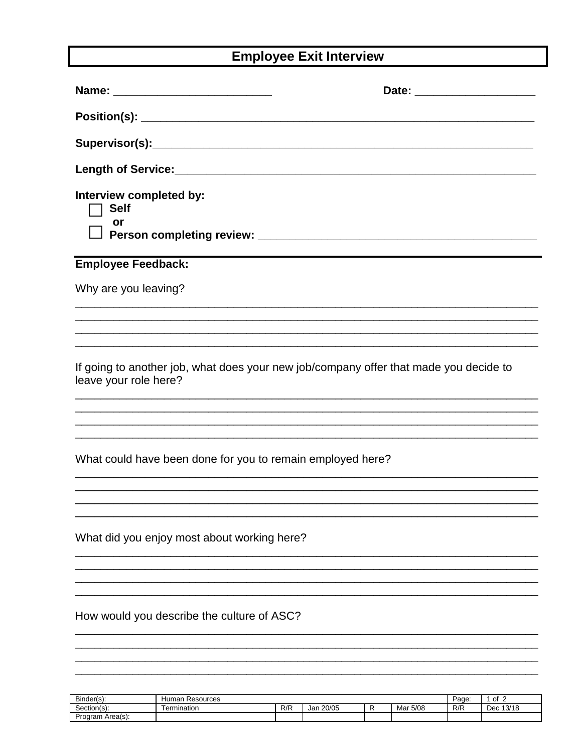# Employee Exit Interview

**Name:** ________________________ **Date:** ___________________

**Position(s):** ____________________________________________________________

**Supervisor(s):** ____________________________________________________________

**Length of Service:** ____________________________________________________________

**Interview completed by:**

- ☐ **Self**

  **or**

- ☐ **Person completing review:** ________________________________________

---

**Employee Feedback:**

Why are you leaving?

__________________________________________________________________________
__________________________________________________________________________
__________________________________________________________________________
__________________________________________________________________________

If going to another job, what does your new job/company offer that made you decide to leave your role here?

__________________________________________________________________________
__________________________________________________________________________
__________________________________________________________________________
__________________________________________________________________________

What could have been done for you to remain employed here?

__________________________________________________________________________
__________________________________________________________________________
__________________________________________________________________________
__________________________________________________________________________

What did you enjoy most about working here?

__________________________________________________________________________
__________________________________________________________________________
__________________________________________________________________________
__________________________________________________________________________

How would you describe the culture of ASC?

__________________________________________________________________________
__________________________________________________________________________
__________________________________________________________________________
__________________________________________________________________________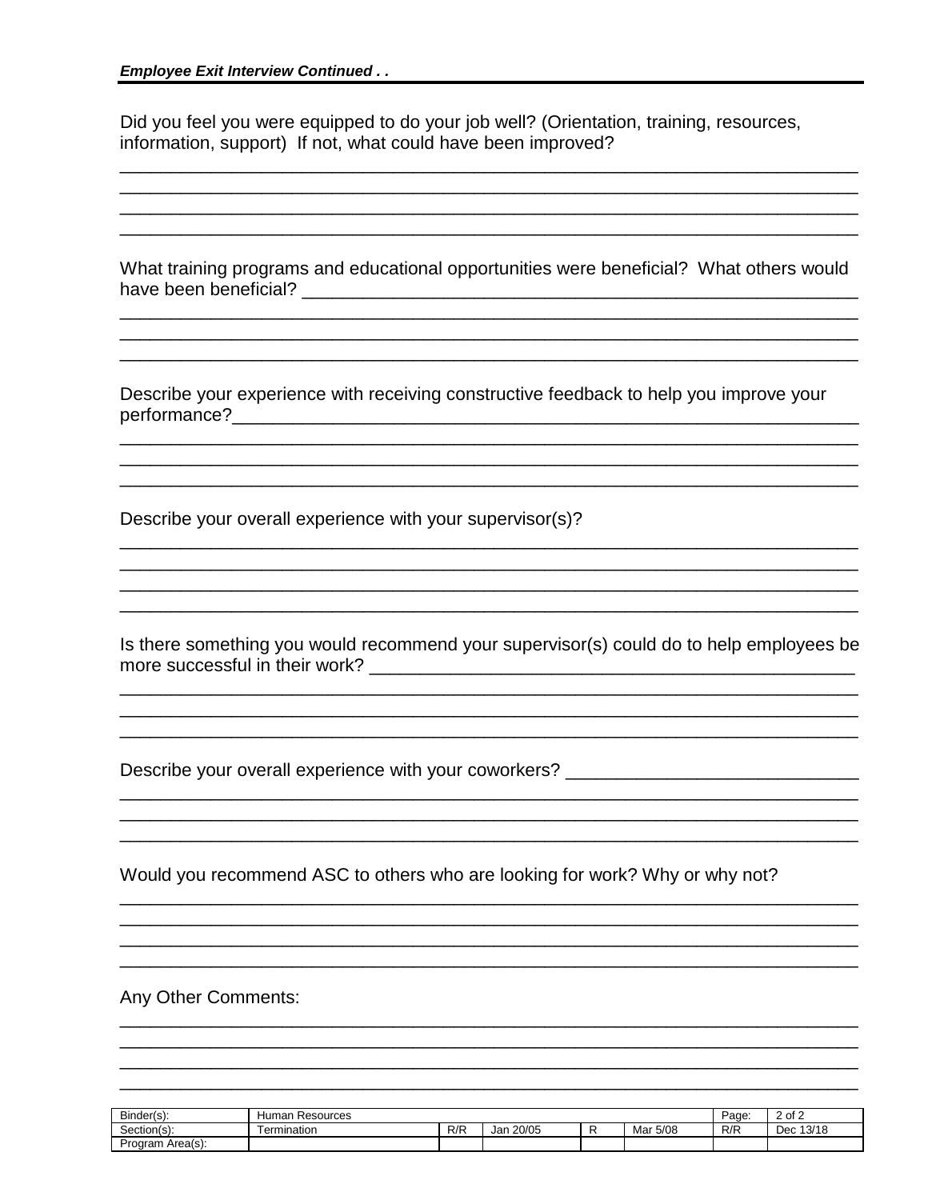Did you feel you were equipped to do your job well? (Orientation, training, resources, information, support) If not, what could have been improved?

What training programs and educational opportunities were beneficial? What others would have been beneficial?

Describe your experience with receiving constructive feedback to help you improve your performance?

Describe your overall experience with your supervisor(s)?

Is there something you would recommend your supervisor(s) could do to help employees be more successful in their work?

Describe your overall experience with your coworkers?

Would you recommend ASC to others who are looking for work? Why or why not?

Any Other Comments: